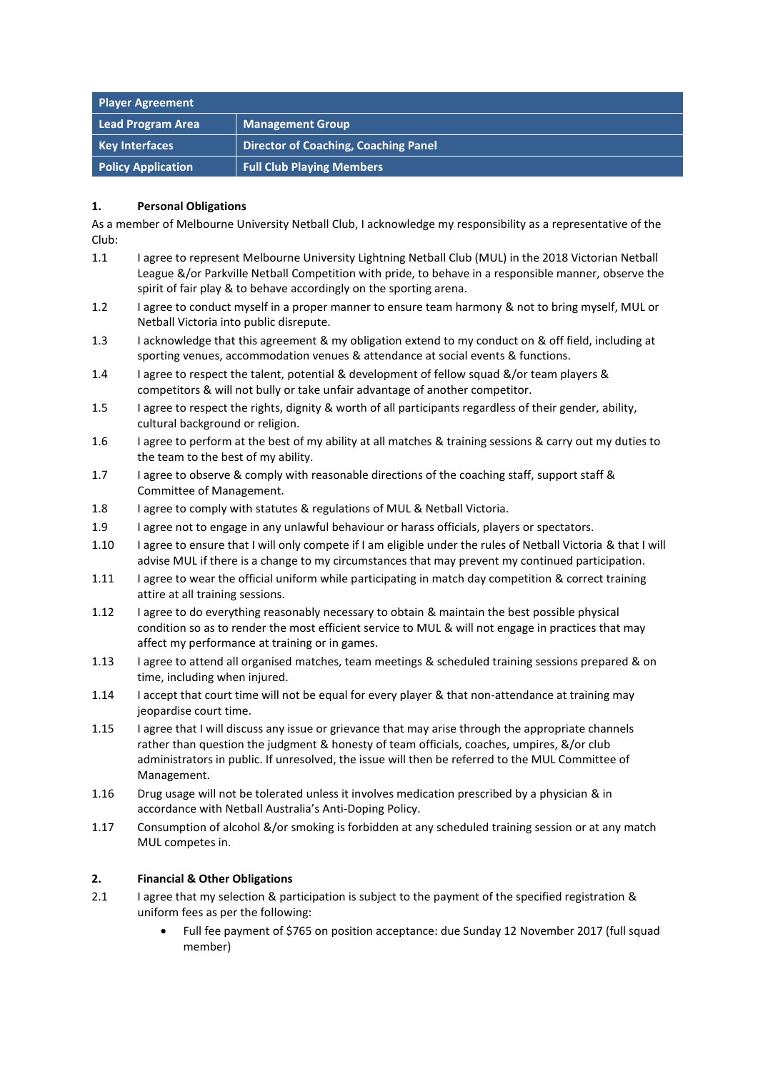| Player Agreement | |
|---|---|
| Lead Program Area | Management Group |
| Key Interfaces | Director of Coaching, Coaching Panel |
| Policy Application | Full Club Playing Members |

## 1. Personal Obligations

As a member of Melbourne University Netball Club, I acknowledge my responsibility as a representative of the Club:

1.1 I agree to represent Melbourne University Lightning Netball Club (MUL) in the 2018 Victorian Netball League &/or Parkville Netball Competition with pride, to behave in a responsible manner, observe the spirit of fair play & to behave accordingly on the sporting arena.

1.2 I agree to conduct myself in a proper manner to ensure team harmony & not to bring myself, MUL or Netball Victoria into public disrepute.

1.3 I acknowledge that this agreement & my obligation extend to my conduct on & off field, including at sporting venues, accommodation venues & attendance at social events & functions.

1.4 I agree to respect the talent, potential & development of fellow squad &/or team players & competitors & will not bully or take unfair advantage of another competitor.

1.5 I agree to respect the rights, dignity & worth of all participants regardless of their gender, ability, cultural background or religion.

1.6 I agree to perform at the best of my ability at all matches & training sessions & carry out my duties to the team to the best of my ability.

1.7 I agree to observe & comply with reasonable directions of the coaching staff, support staff & Committee of Management.

1.8 I agree to comply with statutes & regulations of MUL & Netball Victoria.

1.9 I agree not to engage in any unlawful behaviour or harass officials, players or spectators.

1.10 I agree to ensure that I will only compete if I am eligible under the rules of Netball Victoria & that I will advise MUL if there is a change to my circumstances that may prevent my continued participation.

1.11 I agree to wear the official uniform while participating in match day competition & correct training attire at all training sessions.

1.12 I agree to do everything reasonably necessary to obtain & maintain the best possible physical condition so as to render the most efficient service to MUL & will not engage in practices that may affect my performance at training or in games.

1.13 I agree to attend all organised matches, team meetings & scheduled training sessions prepared & on time, including when injured.

1.14 I accept that court time will not be equal for every player & that non-attendance at training may jeopardise court time.

1.15 I agree that I will discuss any issue or grievance that may arise through the appropriate channels rather than question the judgment & honesty of team officials, coaches, umpires, &/or club administrators in public. If unresolved, the issue will then be referred to the MUL Committee of Management.

1.16 Drug usage will not be tolerated unless it involves medication prescribed by a physician & in accordance with Netball Australia's Anti-Doping Policy.

1.17 Consumption of alcohol &/or smoking is forbidden at any scheduled training session or at any match MUL competes in.

## 2. Financial & Other Obligations

2.1 I agree that my selection & participation is subject to the payment of the specified registration & uniform fees as per the following:

- Full fee payment of $765 on position acceptance: due Sunday 12 November 2017 (full squad member)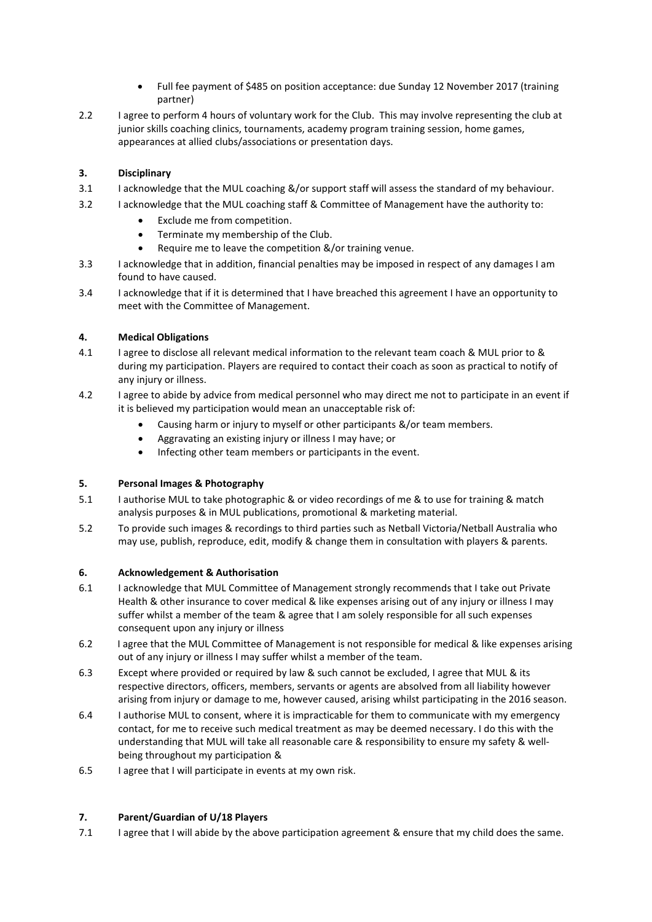- Full fee payment of $485 on position acceptance: due Sunday 12 November 2017 (training partner)

2.2 I agree to perform 4 hours of voluntary work for the Club. This may involve representing the club at junior skills coaching clinics, tournaments, academy program training session, home games, appearances at allied clubs/associations or presentation days.

### 3. Disciplinary

3.1 I acknowledge that the MUL coaching &/or support staff will assess the standard of my behaviour.

3.2 I acknowledge that the MUL coaching staff & Committee of Management have the authority to:

- Exclude me from competition.
- Terminate my membership of the Club.
- Require me to leave the competition &/or training venue.

3.3 I acknowledge that in addition, financial penalties may be imposed in respect of any damages I am found to have caused.

3.4 I acknowledge that if it is determined that I have breached this agreement I have an opportunity to meet with the Committee of Management.

### 4. Medical Obligations

4.1 I agree to disclose all relevant medical information to the relevant team coach & MUL prior to & during my participation. Players are required to contact their coach as soon as practical to notify of any injury or illness.

4.2 I agree to abide by advice from medical personnel who may direct me not to participate in an event if it is believed my participation would mean an unacceptable risk of:

- Causing harm or injury to myself or other participants &/or team members.
- Aggravating an existing injury or illness I may have; or
- Infecting other team members or participants in the event.

### 5. Personal Images & Photography

5.1 I authorise MUL to take photographic & or video recordings of me & to use for training & match analysis purposes & in MUL publications, promotional & marketing material.

5.2 To provide such images & recordings to third parties such as Netball Victoria/Netball Australia who may use, publish, reproduce, edit, modify & change them in consultation with players & parents.

### 6. Acknowledgement & Authorisation

6.1 I acknowledge that MUL Committee of Management strongly recommends that I take out Private Health & other insurance to cover medical & like expenses arising out of any injury or illness I may suffer whilst a member of the team & agree that I am solely responsible for all such expenses consequent upon any injury or illness

6.2 I agree that the MUL Committee of Management is not responsible for medical & like expenses arising out of any injury or illness I may suffer whilst a member of the team.

6.3 Except where provided or required by law & such cannot be excluded, I agree that MUL & its respective directors, officers, members, servants or agents are absolved from all liability however arising from injury or damage to me, however caused, arising whilst participating in the 2016 season.

6.4 I authorise MUL to consent, where it is impracticable for them to communicate with my emergency contact, for me to receive such medical treatment as may be deemed necessary. I do this with the understanding that MUL will take all reasonable care & responsibility to ensure my safety & well-being throughout my participation &

6.5 I agree that I will participate in events at my own risk.

### 7. Parent/Guardian of U/18 Players

7.1 I agree that I will abide by the above participation agreement & ensure that my child does the same.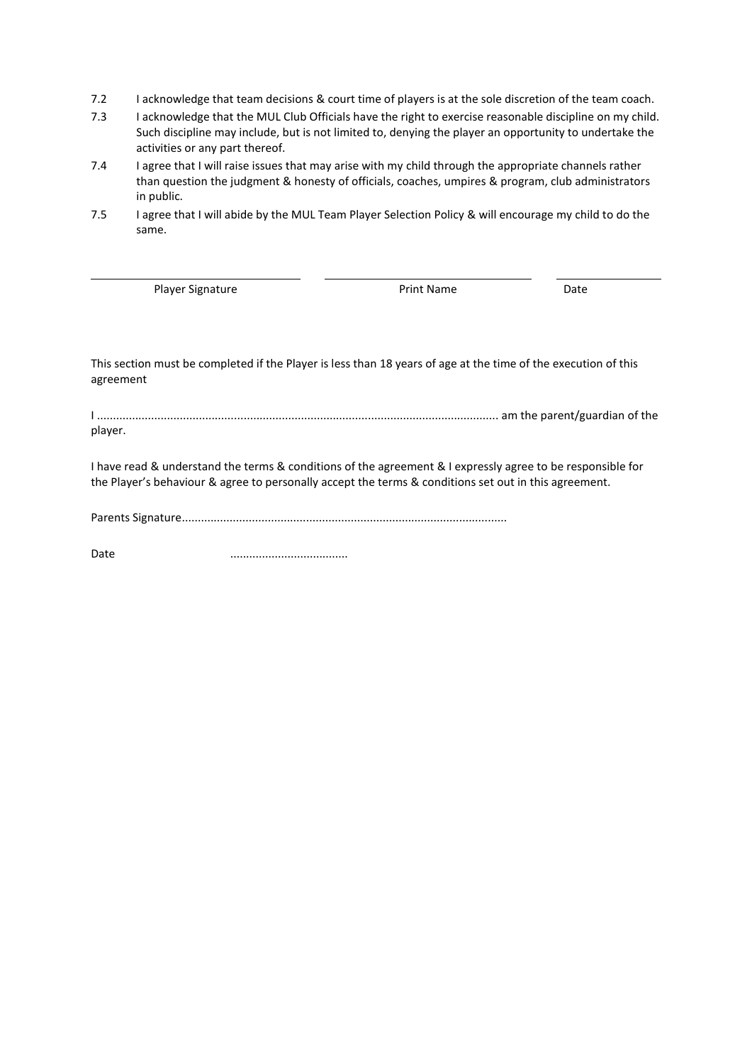7.2 I acknowledge that team decisions & court time of players is at the sole discretion of the team coach.

7.3 I acknowledge that the MUL Club Officials have the right to exercise reasonable discipline on my child. Such discipline may include, but is not limited to, denying the player an opportunity to undertake the activities or any part thereof.

7.4 I agree that I will raise issues that may arise with my child through the appropriate channels rather than question the judgment & honesty of officials, coaches, umpires & program, club administrators in public.

7.5 I agree that I will abide by the MUL Team Player Selection Policy & will encourage my child to do the same.

| | | |
|---|---|---|
| ______________________________ | ______________________________ | ________________ |
| Player Signature | Print Name | Date |

This section must be completed if the Player is less than 18 years of age at the time of the execution of this agreement

I ............................................................................................................................ am the parent/guardian of the player.

I have read & understand the terms & conditions of the agreement & I expressly agree to be responsible for the Player's behaviour & agree to personally accept the terms & conditions set out in this agreement.

Parents Signature.....................................................................................................

Date .....................................